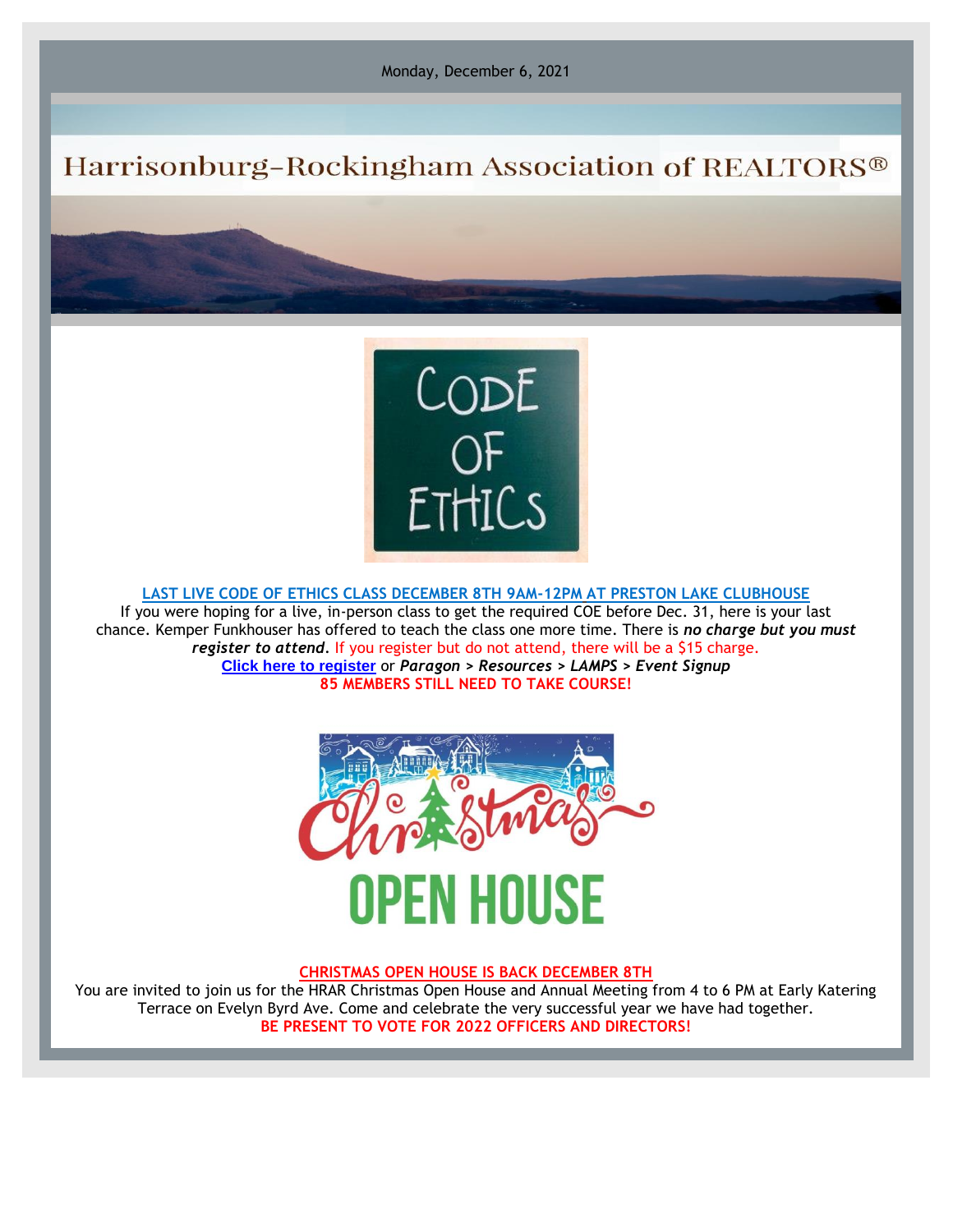Monday, December 6, 2021

# Harrisonburg-Rockingham Association of REALTORS®

## LAST LIVE CODE OF ETHICS CLASS DECEMBER 8TH 9AM-12PM AT PRESTON LAKE CLUBHOUSE

If you were hoping for a live, in-person class to get the required COE before Dec. 31, here is your last chance. Kemper Funkhouser has offered to teach the class one more time. There is ***no charge but you must register to attend***. If you register but do not attend, there will be a $15 charge.

**Click here to register** or ***Paragon > Resources > LAMPS > Event Signup***

**85 MEMBERS STILL NEED TO TAKE COURSE!**

## CHRISTMAS OPEN HOUSE IS BACK DECEMBER 8TH

You are invited to join us for the HRAR Christmas Open House and Annual Meeting from 4 to 6 PM at Early Katering Terrace on Evelyn Byrd Ave. Come and celebrate the very successful year we have had together.

**BE PRESENT TO VOTE FOR 2022 OFFICERS AND DIRECTORS!**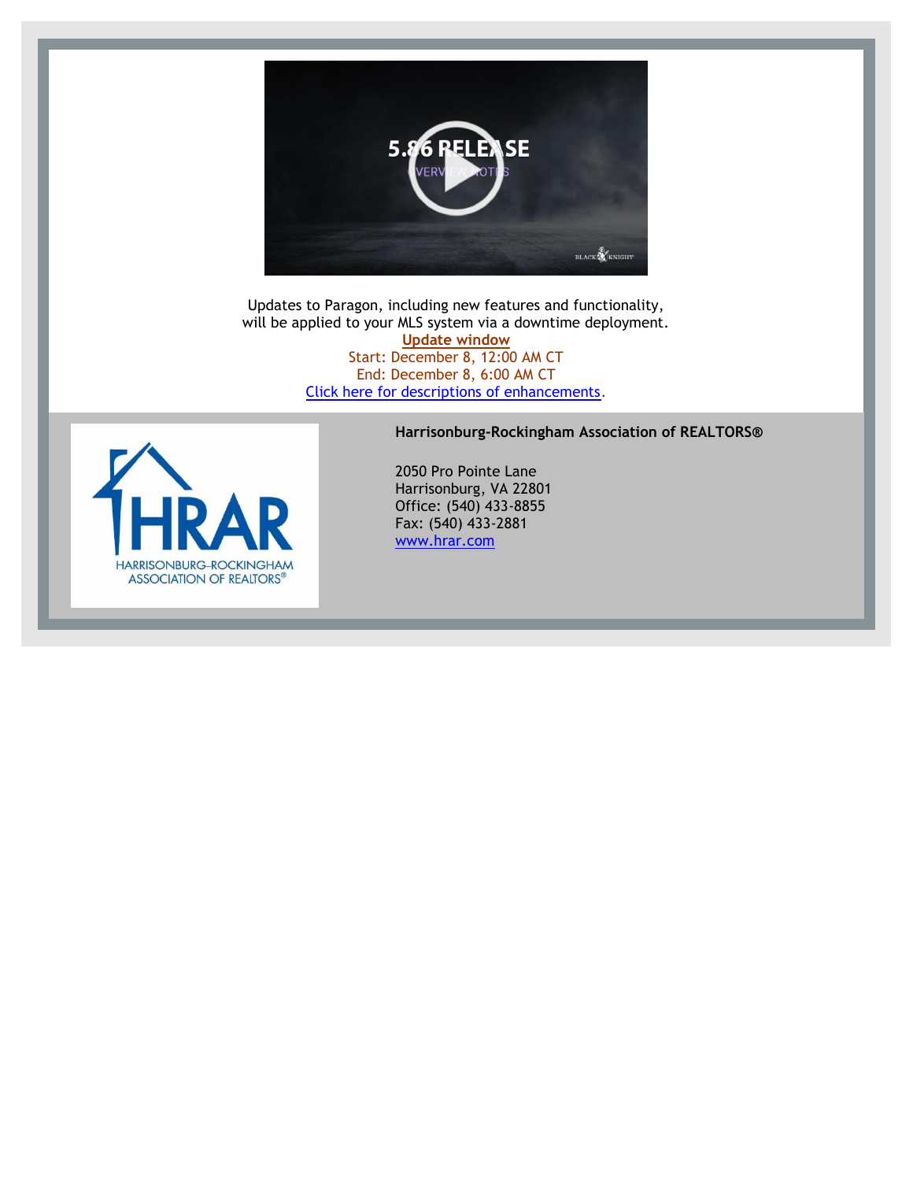Updates to Paragon, including new features and functionality, will be applied to your MLS system via a downtime deployment.

**Update window**

Start: December 8, 12:00 AM CT

End: December 8, 6:00 AM CT

Click here for descriptions of enhancements.

**Harrisonburg-Rockingham Association of REALTORS®**

2050 Pro Pointe Lane
Harrisonburg, VA 22801
Office: (540) 433-8855
Fax: (540) 433-2881
www.hrar.com